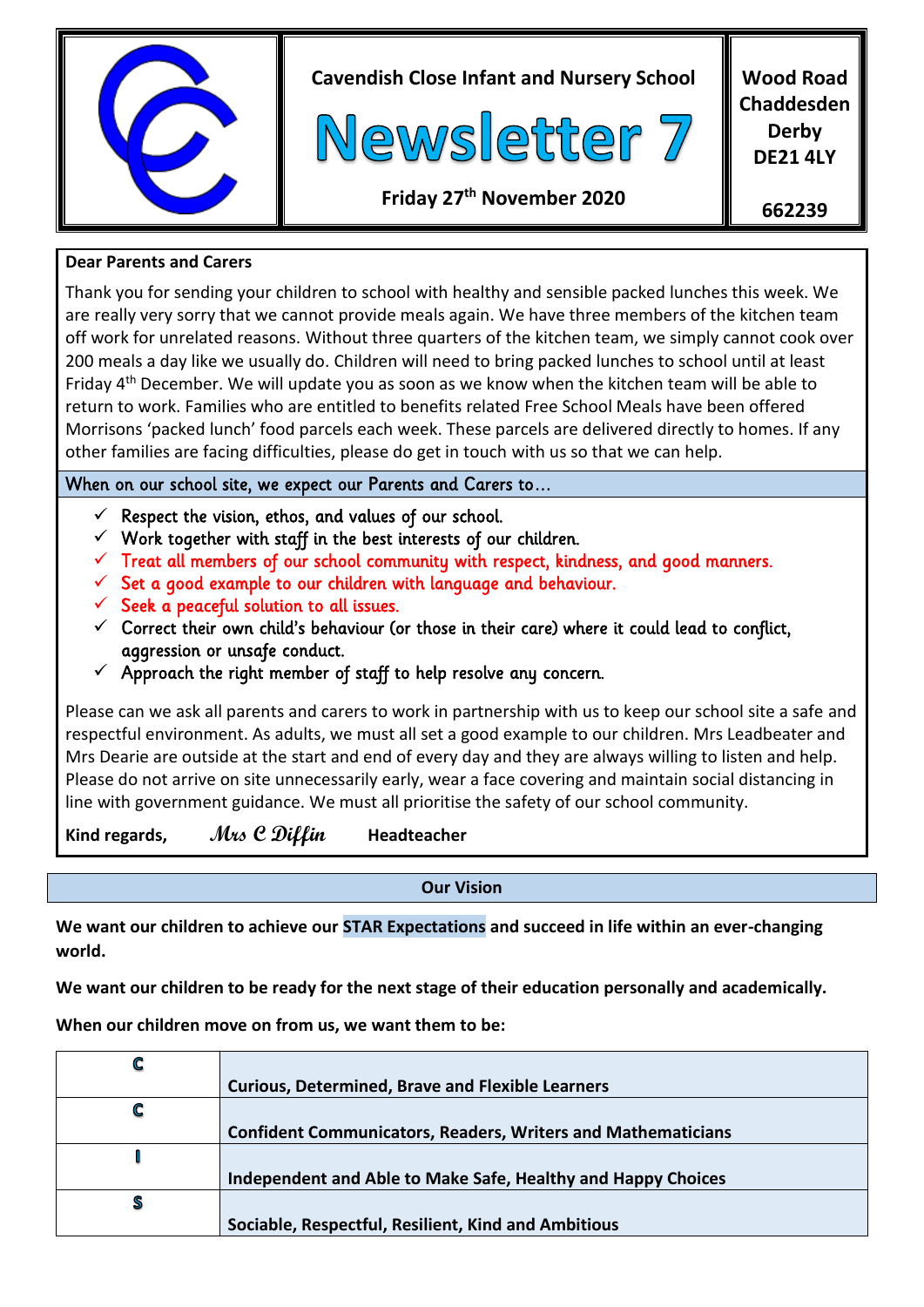**Cavendish Close Infant and Nursery School**

# Newsletter 7

**Friday 27th November 2020**

**Wood Road Chaddesden Derby DE21 4LY**

**662239**

**Dear Parents and Carers**

Thank you for sending your children to school with healthy and sensible packed lunches this week. We are really very sorry that we cannot provide meals again. We have three members of the kitchen team off work for unrelated reasons. Without three quarters of the kitchen team, we simply cannot cook over 200 meals a day like we usually do. Children will need to bring packed lunches to school until at least Friday 4th December. We will update you as soon as we know when the kitchen team will be able to return to work. Families who are entitled to benefits related Free School Meals have been offered Morrisons 'packed lunch' food parcels each week. These parcels are delivered directly to homes. If any other families are facing difficulties, please do get in touch with us so that we can help.

When on our school site, we expect our Parents and Carers to…

- ✓ Respect the vision, ethos, and values of our school.
- ✓ Work together with staff in the best interests of our children.
- ✓ Treat all members of our school community with respect, kindness, and good manners.
- ✓ Set a good example to our children with language and behaviour.
- ✓ Seek a peaceful solution to all issues.
- ✓ Correct their own child's behaviour (or those in their care) where it could lead to conflict, aggression or unsafe conduct.
- ✓ Approach the right member of staff to help resolve any concern.

Please can we ask all parents and carers to work in partnership with us to keep our school site a safe and respectful environment. As adults, we must all set a good example to our children. Mrs Leadbeater and Mrs Dearie are outside at the start and end of every day and they are always willing to listen and help. Please do not arrive on site unnecessarily early, wear a face covering and maintain social distancing in line with government guidance. We must all prioritise the safety of our school community.

**Kind regards,** *Mrs C Diffin* **Headteacher**

## Our Vision

**We want our children to achieve our STAR Expectations and succeed in life within an ever-changing world.**

**We want our children to be ready for the next stage of their education personally and academically.**

**When our children move on from us, we want them to be:**

| | |
|---|---|
| **C** | **Curious, Determined, Brave and Flexible Learners** |
| **C** | **Confident Communicators, Readers, Writers and Mathematicians** |
| **I** | **Independent and Able to Make Safe, Healthy and Happy Choices** |
| **S** | **Sociable, Respectful, Resilient, Kind and Ambitious** |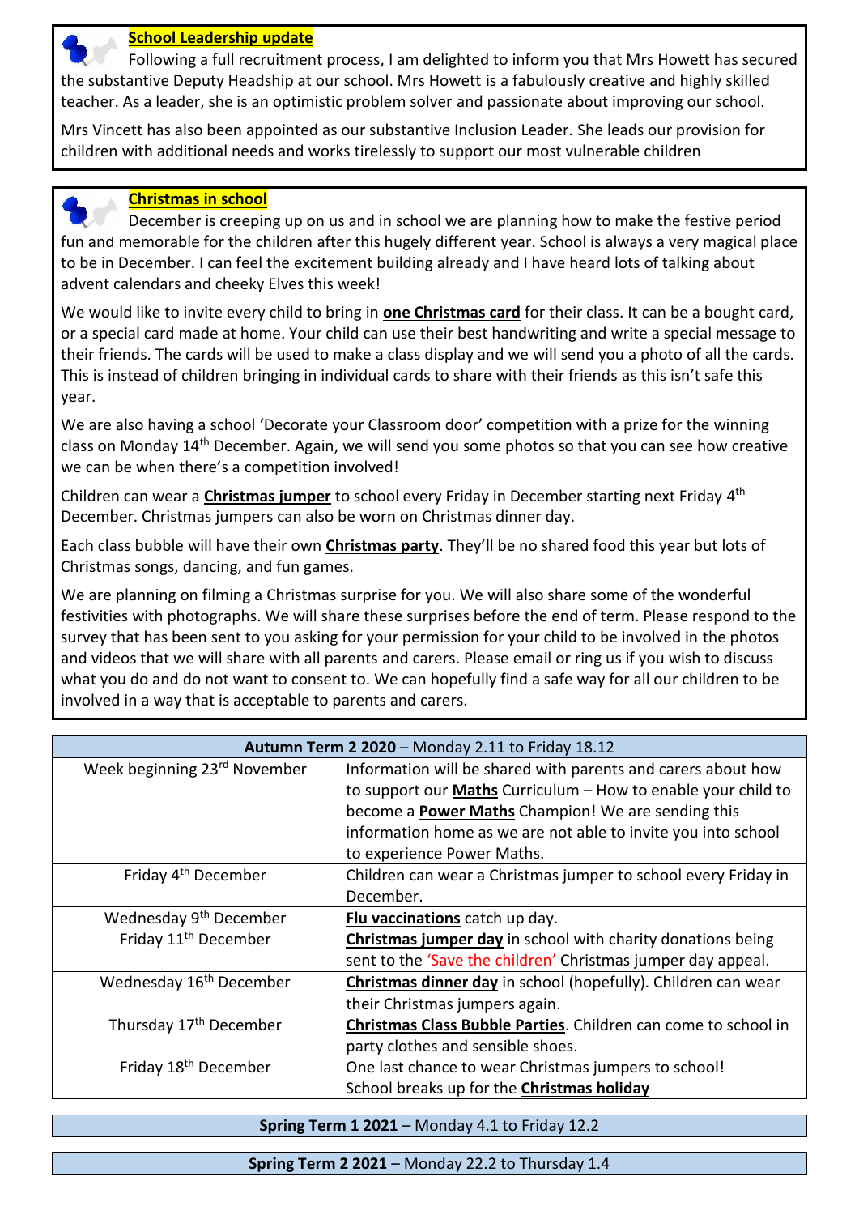## **School Leadership update**

Following a full recruitment process, I am delighted to inform you that Mrs Howett has secured the substantive Deputy Headship at our school. Mrs Howett is a fabulously creative and highly skilled teacher. As a leader, she is an optimistic problem solver and passionate about improving our school.

Mrs Vincett has also been appointed as our substantive Inclusion Leader. She leads our provision for children with additional needs and works tirelessly to support our most vulnerable children

## **Christmas in school**

December is creeping up on us and in school we are planning how to make the festive period fun and memorable for the children after this hugely different year. School is always a very magical place to be in December. I can feel the excitement building already and I have heard lots of talking about advent calendars and cheeky Elves this week!

We would like to invite every child to bring in **one Christmas card** for their class. It can be a bought card, or a special card made at home. Your child can use their best handwriting and write a special message to their friends. The cards will be used to make a class display and we will send you a photo of all the cards. This is instead of children bringing in individual cards to share with their friends as this isn't safe this year.

We are also having a school 'Decorate your Classroom door' competition with a prize for the winning class on Monday 14th December. Again, we will send you some photos so that you can see how creative we can be when there's a competition involved!

Children can wear a **Christmas jumper** to school every Friday in December starting next Friday 4th December. Christmas jumpers can also be worn on Christmas dinner day.

Each class bubble will have their own **Christmas party**. They'll be no shared food this year but lots of Christmas songs, dancing, and fun games.

We are planning on filming a Christmas surprise for you. We will also share some of the wonderful festivities with photographs. We will share these surprises before the end of term. Please respond to the survey that has been sent to you asking for your permission for your child to be involved in the photos and videos that we will share with all parents and carers. Please email or ring us if you wish to discuss what you do and do not want to consent to. We can hopefully find a safe way for all our children to be involved in a way that is acceptable to parents and carers.

| **Autumn Term 2 2020** – Monday 2.11 to Friday 18.12 | |
|---|---|
| Week beginning 23rd November | Information will be shared with parents and carers about how to support our **Maths** Curriculum – How to enable your child to become a **Power Maths** Champion! We are sending this information home as we are not able to invite you into school to experience Power Maths. |
| Friday 4th December | Children can wear a Christmas jumper to school every Friday in December. |
| Wednesday 9th December<br>Friday 11th December | **Flu vaccinations** catch up day.<br>**Christmas jumper day** in school with charity donations being sent to the 'Save the children' Christmas jumper day appeal. |
| Wednesday 16th December<br><br>Thursday 17th December<br><br>Friday 18th December | **Christmas dinner day** in school (hopefully). Children can wear their Christmas jumpers again.<br>**Christmas Class Bubble Parties**. Children can come to school in party clothes and sensible shoes.<br>One last chance to wear Christmas jumpers to school!<br>School breaks up for the **Christmas holiday** |

**Spring Term 1 2021** – Monday 4.1 to Friday 12.2

**Spring Term 2 2021** – Monday 22.2 to Thursday 1.4